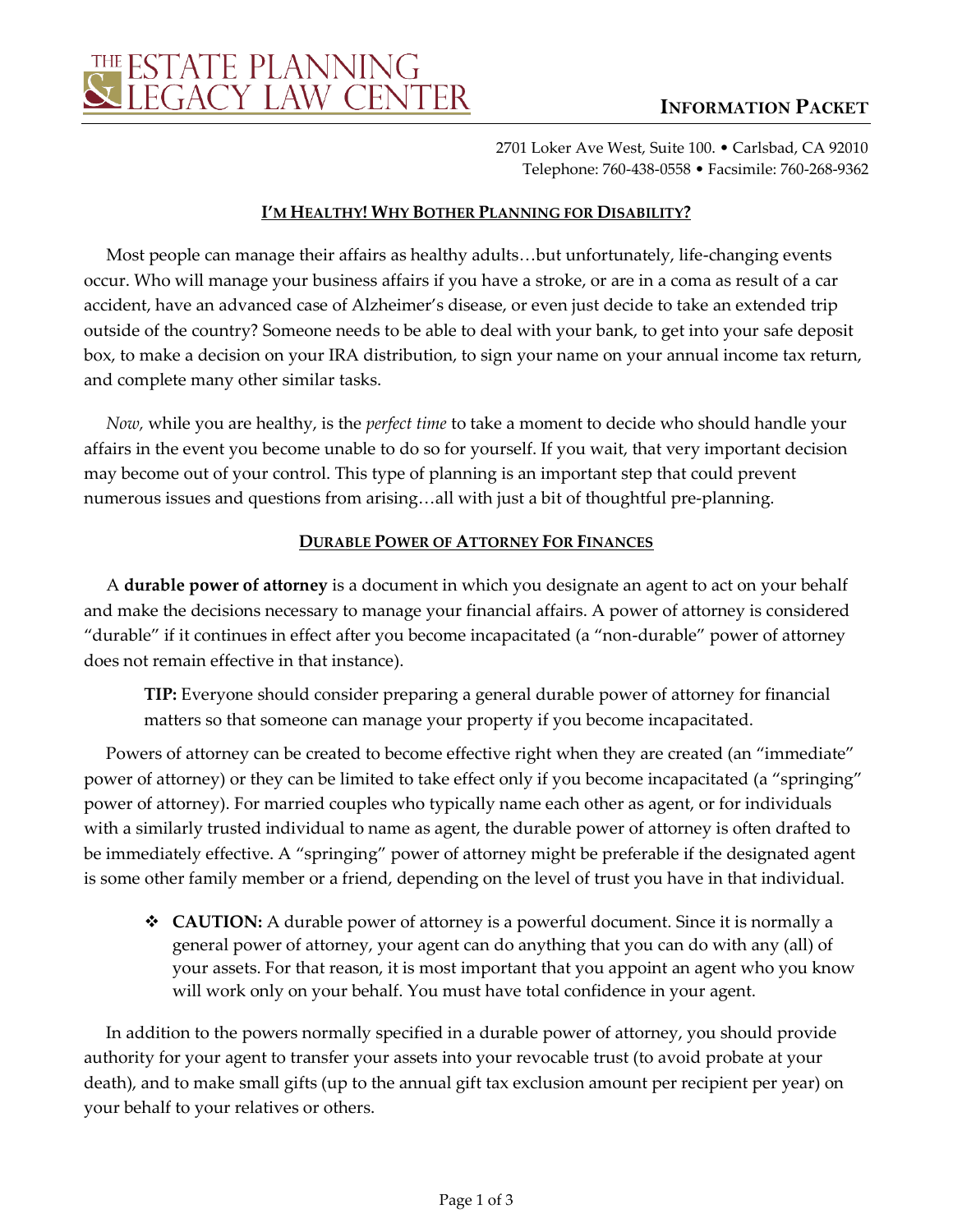# THE ESTATE PLANNING & LEGACY LAW CENTER

**INFORMATION PACKET**

2701 Loker Ave West, Suite 100. • Carlsbad, CA 92010
Telephone: 760-438-0558 • Facsimile: 760-268-9362

## I'M HEALTHY! WHY BOTHER PLANNING FOR DISABILITY?

Most people can manage their affairs as healthy adults…but unfortunately, life-changing events occur. Who will manage your business affairs if you have a stroke, or are in a coma as result of a car accident, have an advanced case of Alzheimer's disease, or even just decide to take an extended trip outside of the country? Someone needs to be able to deal with your bank, to get into your safe deposit box, to make a decision on your IRA distribution, to sign your name on your annual income tax return, and complete many other similar tasks.

*Now,* while you are healthy, is the *perfect time* to take a moment to decide who should handle your affairs in the event you become unable to do so for yourself. If you wait, that very important decision may become out of your control. This type of planning is an important step that could prevent numerous issues and questions from arising…all with just a bit of thoughtful pre-planning.

## DURABLE POWER OF ATTORNEY FOR FINANCES

A **durable power of attorney** is a document in which you designate an agent to act on your behalf and make the decisions necessary to manage your financial affairs. A power of attorney is considered "durable" if it continues in effect after you become incapacitated (a "non-durable" power of attorney does not remain effective in that instance).

> **TIP:** Everyone should consider preparing a general durable power of attorney for financial matters so that someone can manage your property if you become incapacitated.

Powers of attorney can be created to become effective right when they are created (an "immediate" power of attorney) or they can be limited to take effect only if you become incapacitated (a "springing" power of attorney). For married couples who typically name each other as agent, or for individuals with a similarly trusted individual to name as agent, the durable power of attorney is often drafted to be immediately effective. A "springing" power of attorney might be preferable if the designated agent is some other family member or a friend, depending on the level of trust you have in that individual.

- **CAUTION:** A durable power of attorney is a powerful document. Since it is normally a general power of attorney, your agent can do anything that you can do with any (all) of your assets. For that reason, it is most important that you appoint an agent who you know will work only on your behalf. You must have total confidence in your agent.

In addition to the powers normally specified in a durable power of attorney, you should provide authority for your agent to transfer your assets into your revocable trust (to avoid probate at your death), and to make small gifts (up to the annual gift tax exclusion amount per recipient per year) on your behalf to your relatives or others.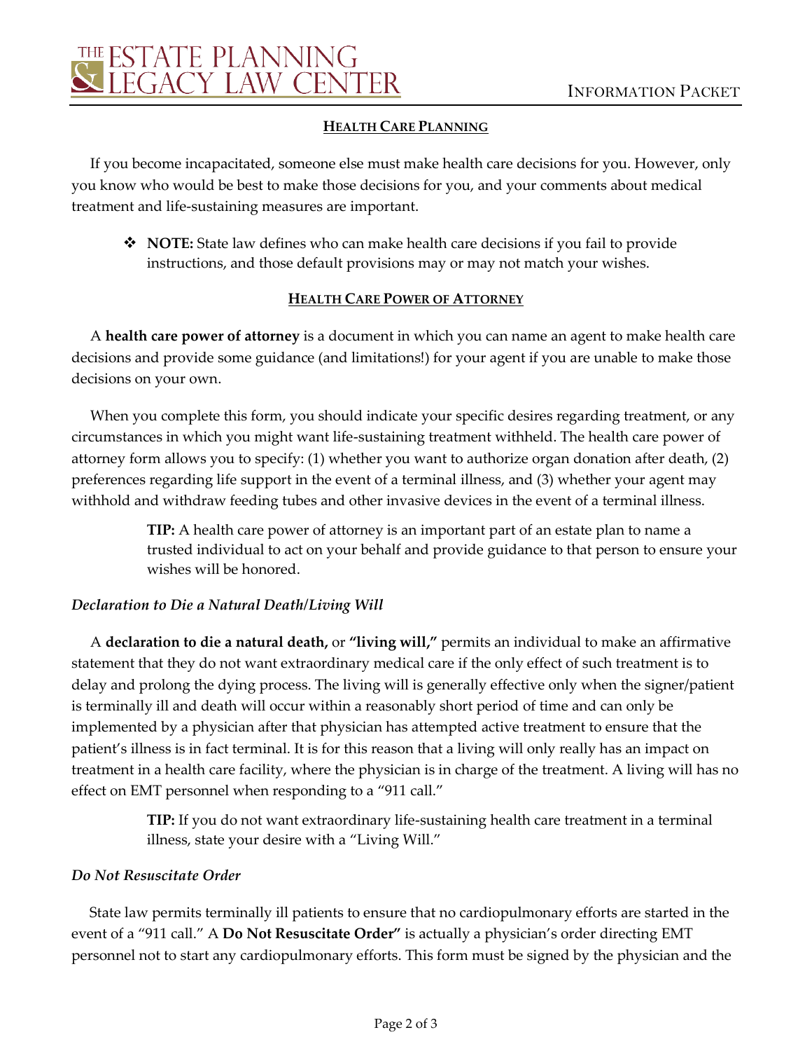## HEALTH CARE PLANNING

If you become incapacitated, someone else must make health care decisions for you. However, only you know who would be best to make those decisions for you, and your comments about medical treatment and life-sustaining measures are important.

- **NOTE:** State law defines who can make health care decisions if you fail to provide instructions, and those default provisions may or may not match your wishes.

## HEALTH CARE POWER OF ATTORNEY

A **health care power of attorney** is a document in which you can name an agent to make health care decisions and provide some guidance (and limitations!) for your agent if you are unable to make those decisions on your own.

When you complete this form, you should indicate your specific desires regarding treatment, or any circumstances in which you might want life-sustaining treatment withheld. The health care power of attorney form allows you to specify: (1) whether you want to authorize organ donation after death, (2) preferences regarding life support in the event of a terminal illness, and (3) whether your agent may withhold and withdraw feeding tubes and other invasive devices in the event of a terminal illness.

> **TIP:** A health care power of attorney is an important part of an estate plan to name a trusted individual to act on your behalf and provide guidance to that person to ensure your wishes will be honored.

### *Declaration to Die a Natural Death/Living Will*

A **declaration to die a natural death,** or **"living will,"** permits an individual to make an affirmative statement that they do not want extraordinary medical care if the only effect of such treatment is to delay and prolong the dying process. The living will is generally effective only when the signer/patient is terminally ill and death will occur within a reasonably short period of time and can only be implemented by a physician after that physician has attempted active treatment to ensure that the patient's illness is in fact terminal. It is for this reason that a living will only really has an impact on treatment in a health care facility, where the physician is in charge of the treatment. A living will has no effect on EMT personnel when responding to a "911 call."

> **TIP:** If you do not want extraordinary life-sustaining health care treatment in a terminal illness, state your desire with a "Living Will."

### *Do Not Resuscitate Order*

State law permits terminally ill patients to ensure that no cardiopulmonary efforts are started in the event of a "911 call." A **Do Not Resuscitate Order"** is actually a physician's order directing EMT personnel not to start any cardiopulmonary efforts. This form must be signed by the physician and the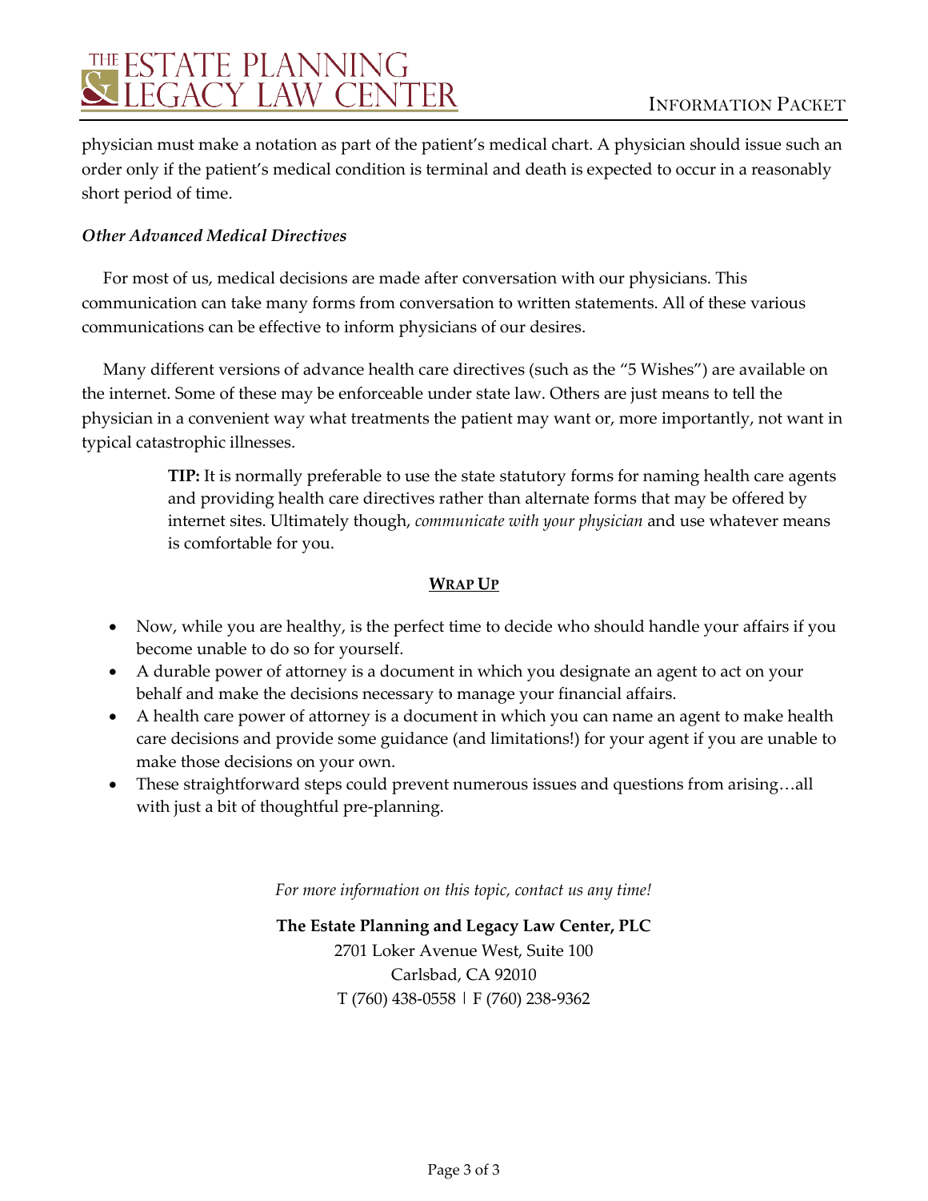physician must make a notation as part of the patient's medical chart. A physician should issue such an order only if the patient's medical condition is terminal and death is expected to occur in a reasonably short period of time.

***Other Advanced Medical Directives***

For most of us, medical decisions are made after conversation with our physicians. This communication can take many forms from conversation to written statements. All of these various communications can be effective to inform physicians of our desires.

Many different versions of advance health care directives (such as the "5 Wishes") are available on the internet. Some of these may be enforceable under state law. Others are just means to tell the physician in a convenient way what treatments the patient may want or, more importantly, not want in typical catastrophic illnesses.

> **TIP:** It is normally preferable to use the state statutory forms for naming health care agents and providing health care directives rather than alternate forms that may be offered by internet sites. Ultimately though, *communicate with your physician* and use whatever means is comfortable for you.

## WRAP UP

- Now, while you are healthy, is the perfect time to decide who should handle your affairs if you become unable to do so for yourself.
- A durable power of attorney is a document in which you designate an agent to act on your behalf and make the decisions necessary to manage your financial affairs.
- A health care power of attorney is a document in which you can name an agent to make health care decisions and provide some guidance (and limitations!) for your agent if you are unable to make those decisions on your own.
- These straightforward steps could prevent numerous issues and questions from arising…all with just a bit of thoughtful pre-planning.

*For more information on this topic, contact us any time!*

**The Estate Planning and Legacy Law Center, PLC**
2701 Loker Avenue West, Suite 100
Carlsbad, CA 92010
T (760) 438-0558 | F (760) 238-9362